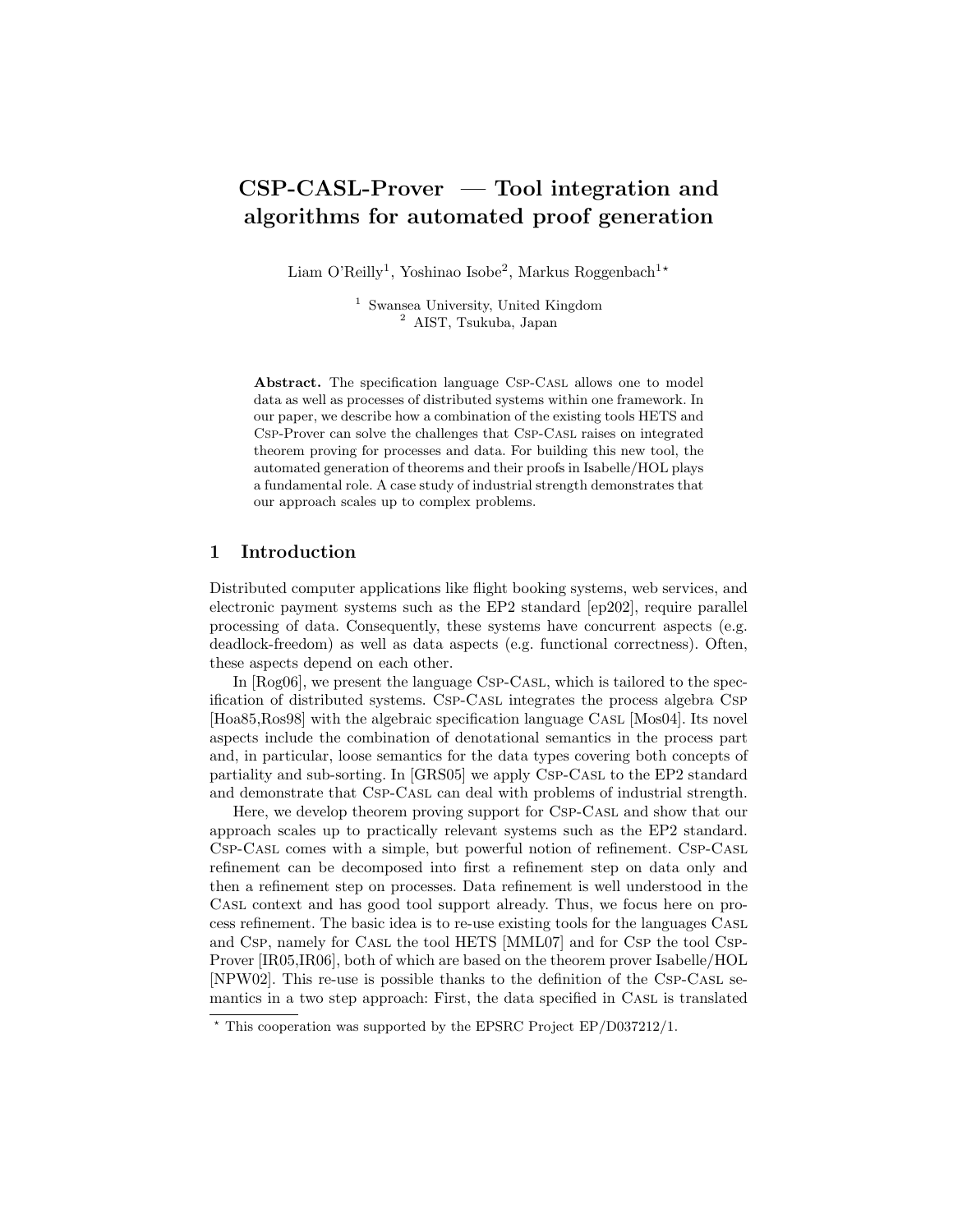# CSP-CASL-Prover — Tool integration and algorithms for automated proof generation

Liam O'Reilly[1], Yoshinao Isobe[2], Markus Roggenbach[1]*

[1] Swansea University, United Kingdom
[2] AIST, Tsukuba, Japan

**Abstract.** The specification language Csp-Casl allows one to model data as well as processes of distributed systems within one framework. In our paper, we describe how a combination of the existing tools HETS and Csp-Prover can solve the challenges that Csp-Casl raises on integrated theorem proving for processes and data. For building this new tool, the automated generation of theorems and their proofs in Isabelle/HOL plays a fundamental role. A case study of industrial strength demonstrates that our approach scales up to complex problems.

## 1 Introduction

Distributed computer applications like flight booking systems, web services, and electronic payment systems such as the EP2 standard [ep202], require parallel processing of data. Consequently, these systems have concurrent aspects (e.g. deadlock-freedom) as well as data aspects (e.g. functional correctness). Often, these aspects depend on each other.

In [Rog06], we present the language Csp-Casl, which is tailored to the specification of distributed systems. Csp-Casl integrates the process algebra Csp [Hoa85,Ros98] with the algebraic specification language Casl [Mos04]. Its novel aspects include the combination of denotational semantics in the process part and, in particular, loose semantics for the data types covering both concepts of partiality and sub-sorting. In [GRS05] we apply Csp-Casl to the EP2 standard and demonstrate that Csp-Casl can deal with problems of industrial strength.

Here, we develop theorem proving support for Csp-Casl and show that our approach scales up to practically relevant systems such as the EP2 standard. Csp-Casl comes with a simple, but powerful notion of refinement. Csp-Casl refinement can be decomposed into first a refinement step on data only and then a refinement step on processes. Data refinement is well understood in the Casl context and has good tool support already. Thus, we focus here on process refinement. The basic idea is to re-use existing tools for the languages Casl and Csp, namely for Casl the tool HETS [MML07] and for Csp the tool Csp-Prover [IR05,IR06], both of which are based on the theorem prover Isabelle/HOL [NPW02]. This re-use is possible thanks to the definition of the Csp-Casl semantics in a two step approach: First, the data specified in Casl is translated

* This cooperation was supported by the EPSRC Project EP/D037212/1.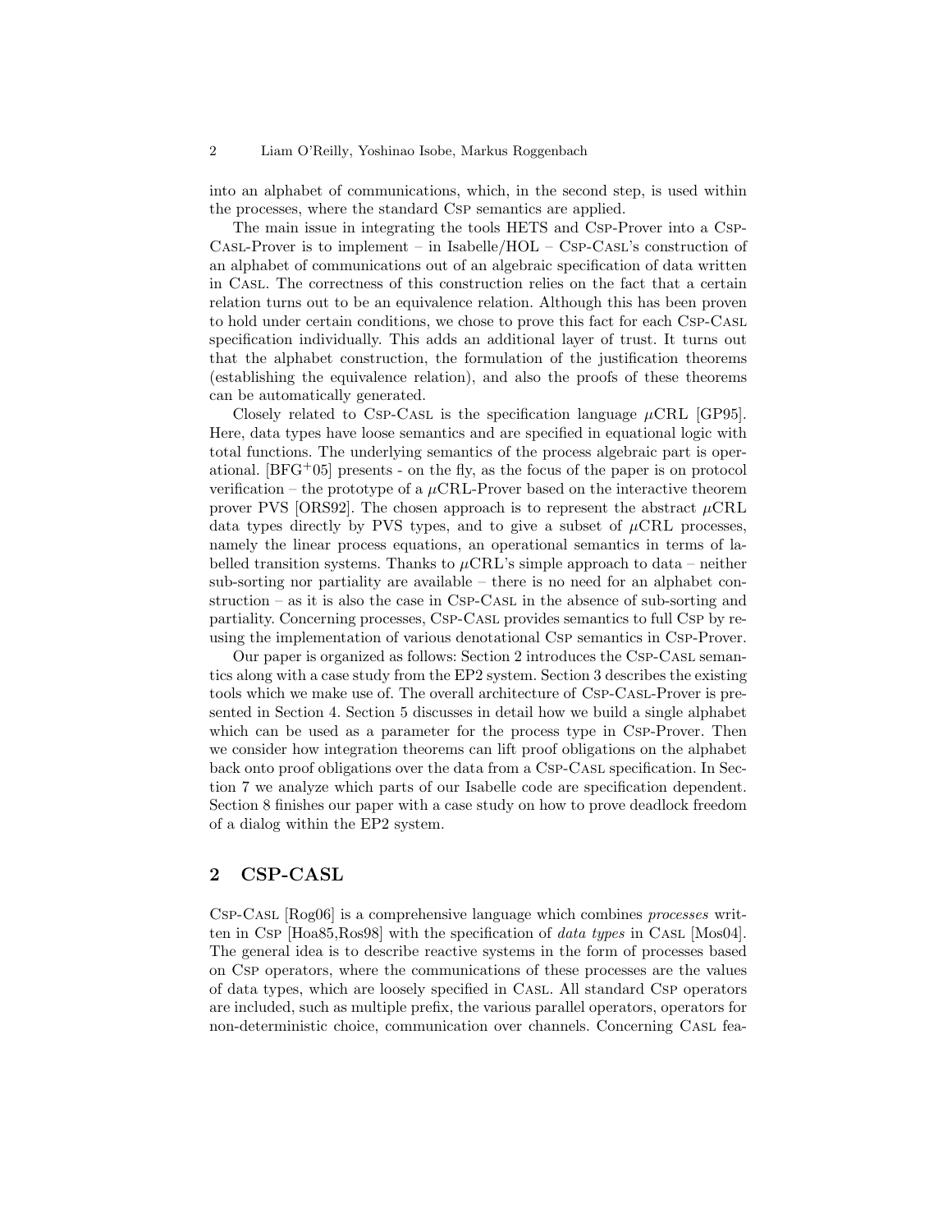into an alphabet of communications, which, in the second step, is used within the processes, where the standard Csp semantics are applied.

The main issue in integrating the tools HETS and Csp-Prover into a Csp-Casl-Prover is to implement – in Isabelle/HOL – Csp-Casl's construction of an alphabet of communications out of an algebraic specification of data written in Casl. The correctness of this construction relies on the fact that a certain relation turns out to be an equivalence relation. Although this has been proven to hold under certain conditions, we chose to prove this fact for each Csp-Casl specification individually. This adds an additional layer of trust. It turns out that the alphabet construction, the formulation of the justification theorems (establishing the equivalence relation), and also the proofs of these theorems can be automatically generated.

Closely related to Csp-Casl is the specification language $\mu$CRL [GP95]. Here, data types have loose semantics and are specified in equational logic with total functions. The underlying semantics of the process algebraic part is operational. [BFG+05] presents - on the fly, as the focus of the paper is on protocol verification – the prototype of a $\mu$CRL-Prover based on the interactive theorem prover PVS [ORS92]. The chosen approach is to represent the abstract $\mu$CRL data types directly by PVS types, and to give a subset of $\mu$CRL processes, namely the linear process equations, an operational semantics in terms of labelled transition systems. Thanks to $\mu$CRL's simple approach to data – neither sub-sorting nor partiality are available – there is no need for an alphabet construction – as it is also the case in Csp-Casl in the absence of sub-sorting and partiality. Concerning processes, Csp-Casl provides semantics to full Csp by reusing the implementation of various denotational Csp semantics in Csp-Prover.

Our paper is organized as follows: Section 2 introduces the Csp-Casl semantics along with a case study from the EP2 system. Section 3 describes the existing tools which we make use of. The overall architecture of Csp-Casl-Prover is presented in Section 4. Section 5 discusses in detail how we build a single alphabet which can be used as a parameter for the process type in Csp-Prover. Then we consider how integration theorems can lift proof obligations on the alphabet back onto proof obligations over the data from a Csp-Casl specification. In Section 7 we analyze which parts of our Isabelle code are specification dependent. Section 8 finishes our paper with a case study on how to prove deadlock freedom of a dialog within the EP2 system.

## 2 CSP-CASL

Csp-Casl [Rog06] is a comprehensive language which combines *processes* written in Csp [Hoa85,Ros98] with the specification of *data types* in Casl [Mos04]. The general idea is to describe reactive systems in the form of processes based on Csp operators, where the communications of these processes are the values of data types, which are loosely specified in Casl. All standard Csp operators are included, such as multiple prefix, the various parallel operators, operators for non-deterministic choice, communication over channels. Concerning Casl fea-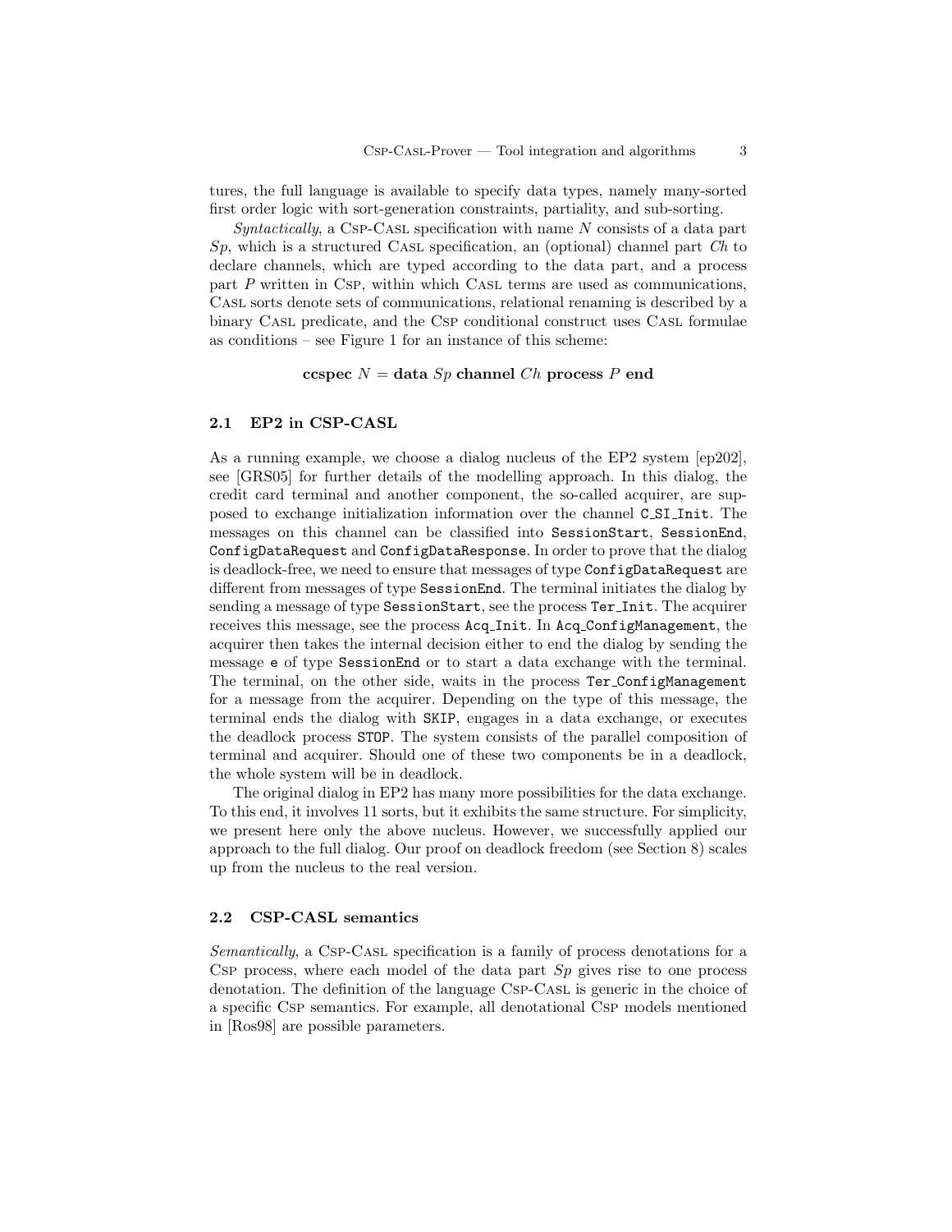tures, the full language is available to specify data types, namely many-sorted first order logic with sort-generation constraints, partiality, and sub-sorting.

*Syntactically*, a Csp-Casl specification with name $N$ consists of a data part $Sp$, which is a structured Casl specification, an (optional) channel part $Ch$ to declare channels, which are typed according to the data part, and a process part $P$ written in Csp, within which Casl terms are used as communications, Casl sorts denote sets of communications, relational renaming is described by a binary Casl predicate, and the Csp conditional construct uses Casl formulae as conditions – see Figure 1 for an instance of this scheme:

$$\textbf{ccspec } N = \textbf{data } Sp \textbf{ channel } Ch \textbf{ process } P \textbf{ end}$$

### 2.1 EP2 in CSP-CASL

As a running example, we choose a dialog nucleus of the EP2 system [ep202], see [GRS05] for further details of the modelling approach. In this dialog, the credit card terminal and another component, the so-called acquirer, are supposed to exchange initialization information over the channel `C_SI_Init`. The messages on this channel can be classified into `SessionStart`, `SessionEnd`, `ConfigDataRequest` and `ConfigDataResponse`. In order to prove that the dialog is deadlock-free, we need to ensure that messages of type `ConfigDataRequest` are different from messages of type `SessionEnd`. The terminal initiates the dialog by sending a message of type `SessionStart`, see the process `Ter_Init`. The acquirer receives this message, see the process `Acq_Init`. In `Acq_ConfigManagement`, the acquirer then takes the internal decision either to end the dialog by sending the message `e` of type `SessionEnd` or to start a data exchange with the terminal. The terminal, on the other side, waits in the process `Ter_ConfigManagement` for a message from the acquirer. Depending on the type of this message, the terminal ends the dialog with `SKIP`, engages in a data exchange, or executes the deadlock process `STOP`. The system consists of the parallel composition of terminal and acquirer. Should one of these two components be in a deadlock, the whole system will be in deadlock.

The original dialog in EP2 has many more possibilities for the data exchange. To this end, it involves 11 sorts, but it exhibits the same structure. For simplicity, we present here only the above nucleus. However, we successfully applied our approach to the full dialog. Our proof on deadlock freedom (see Section 8) scales up from the nucleus to the real version.

### 2.2 CSP-CASL semantics

*Semantically*, a Csp-Casl specification is a family of process denotations for a Csp process, where each model of the data part $Sp$ gives rise to one process denotation. The definition of the language Csp-Casl is generic in the choice of a specific Csp semantics. For example, all denotational Csp models mentioned in [Ros98] are possible parameters.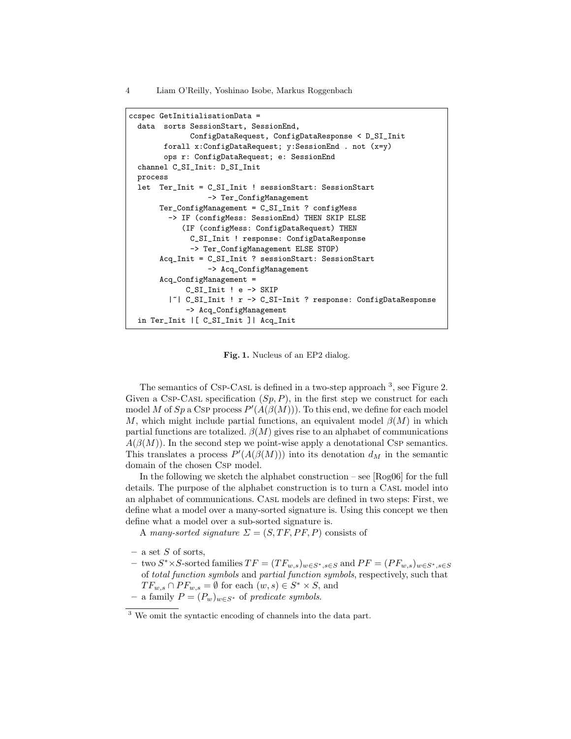```
ccspec GetInitialisationData =
  data  sorts SessionStart, SessionEnd,
              ConfigDataRequest, ConfigDataResponse < D_SI_Init
        forall x:ConfigDataRequest; y:SessionEnd . not (x=y)
        ops r: ConfigDataRequest; e: SessionEnd
  channel C_SI_Init: D_SI_Init
  process
  let  Ter_Init = C_SI_Init ! sessionStart: SessionStart
                  -> Ter_ConfigManagement
       Ter_ConfigManagement = C_SI_Init ? configMess
         -> IF (configMess: SessionEnd) THEN SKIP ELSE
            (IF (configMess: ConfigDataRequest) THEN
              C_SI_Init ! response: ConfigDataResponse
              -> Ter_ConfigManagement ELSE STOP)
       Acq_Init = C_SI_Init ? sessionStart: SessionStart
                  -> Acq_ConfigManagement
       Acq_ConfigManagement =
             C_SI_Init ! e -> SKIP
          |~| C_SI_Init ! r -> C_SI-Init ? response: ConfigDataResponse
             -> Acq_ConfigManagement
  in Ter_Init |[ C_SI_Init ]| Acq_Init
```

**Fig. 1.** Nucleus of an EP2 dialog.

The semantics of Csp-Casl is defined in a two-step approach [3], see Figure 2. Given a Csp-Casl specification $(Sp, P)$, in the first step we construct for each model $M$ of $Sp$ a Csp process $P'(A(\beta(M)))$. To this end, we define for each model $M$, which might include partial functions, an equivalent model $\beta(M)$ in which partial functions are totalized. $\beta(M)$ gives rise to an alphabet of communications $A(\beta(M))$. In the second step we point-wise apply a denotational Csp semantics. This translates a process $P'(A(\beta(M)))$ into its denotation $d_M$ in the semantic domain of the chosen Csp model.

In the following we sketch the alphabet construction – see [Rog06] for the full details. The purpose of the alphabet construction is to turn a Casl model into an alphabet of communications. Casl models are defined in two steps: First, we define what a model over a many-sorted signature is. Using this concept we then define what a model over a sub-sorted signature is.

A *many-sorted signature* $\Sigma = (S, TF, PF, P)$ consists of

- a set $S$ of sorts,
- two $S^* \times S$-sorted families $TF = (TF_{w,s})_{w \in S^*, s \in S}$ and $PF = (PF_{w,s})_{w \in S^*, s \in S}$ of *total function symbols* and *partial function symbols*, respectively, such that $TF_{w,s} \cap PF_{w,s} = \emptyset$ for each $(w, s) \in S^* \times S$, and
- a family $P = (P_w)_{w \in S^*}$ of *predicate symbols*.

[3] We omit the syntactic encoding of channels into the data part.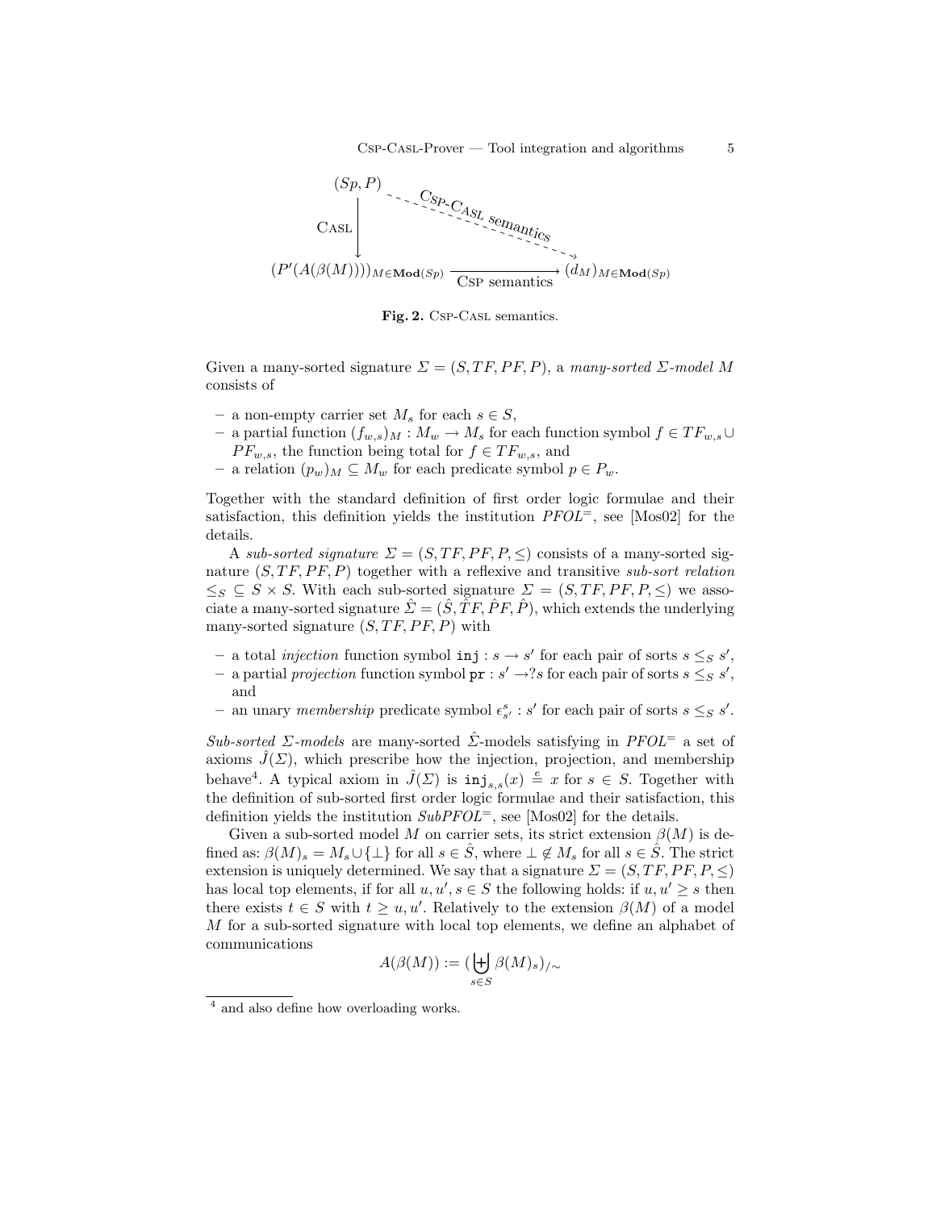$$
\begin{array}{ccc}
(Sp, P) & \overset{\text{CSP-CASL semantics}}{\dashrightarrow} & \\
\downarrow \text{CASL} & & \\
(P'(A(\beta(M))))_{M \in \mathbf{Mod}(Sp)} & \xrightarrow[\text{CSP semantics}]{} & (d_M)_{M \in \mathbf{Mod}(Sp)}
\end{array}
$$

**Fig. 2.** CSP-CASL semantics.

Given a many-sorted signature $\Sigma = (S, TF, PF, P)$, a *many-sorted $\Sigma$-model $M$* consists of

- a non-empty carrier set $M_s$ for each $s \in S$,
- a partial function $(f_{w,s})_M : M_w \to M_s$ for each function symbol $f \in TF_{w,s} \cup PF_{w,s}$, the function being total for $f \in TF_{w,s}$, and
- a relation $(p_w)_M \subseteq M_w$ for each predicate symbol $p \in P_w$.

Together with the standard definition of first order logic formulae and their satisfaction, this definition yields the institution $PFOL^=$, see [Mos02] for the details.

A *sub-sorted signature* $\Sigma = (S, TF, PF, P, \leq)$ consists of a many-sorted signature $(S, TF, PF, P)$ together with a reflexive and transitive *sub-sort relation* $\leq_S \subseteq S \times S$. With each sub-sorted signature $\Sigma = (S, TF, PF, P, \leq)$ we associate a many-sorted signature $\hat{\Sigma} = (\hat{S}, \hat{TF}, \hat{PF}, \hat{P})$, which extends the underlying many-sorted signature $(S, TF, PF, P)$ with

- a total *injection* function symbol $\mathtt{inj} : s \to s'$ for each pair of sorts $s \leq_S s'$,
- a partial *projection* function symbol $\mathtt{pr} : s' \to ?s$ for each pair of sorts $s \leq_S s'$, and
- an unary *membership* predicate symbol $\epsilon^s_{s'} : s'$ for each pair of sorts $s \leq_S s'$.

*Sub-sorted $\Sigma$-models* are many-sorted $\hat{\Sigma}$-models satisfying in $PFOL^=$ a set of axioms $\hat{J}(\Sigma)$, which prescribe how the injection, projection, and membership behave[4]. A typical axiom in $\hat{J}(\Sigma)$ is $\mathtt{inj}_{s,s}(x) \stackrel{e}{=} x$ for $s \in S$. Together with the definition of sub-sorted first order logic formulae and their satisfaction, this definition yields the institution $SubPFOL^=$, see [Mos02] for the details.

Given a sub-sorted model $M$ on carrier sets, its strict extension $\beta(M)$ is defined as: $\beta(M)_s = M_s \cup \{\perp\}$ for all $s \in \hat{S}$, where $\perp \notin M_s$ for all $s \in \hat{S}$. The strict extension is uniquely determined. We say that a signature $\Sigma = (S, TF, PF, P, \leq)$ has local top elements, if for all $u, u', s \in S$ the following holds: if $u, u' \geq s$ then there exists $t \in S$ with $t \geq u, u'$. Relatively to the extension $\beta(M)$ of a model $M$ for a sub-sorted signature with local top elements, we define an alphabet of communications

$$A(\beta(M)) := (\biguplus_{s \in S} \beta(M)_s)_{/\sim}$$

[4] and also define how overloading works.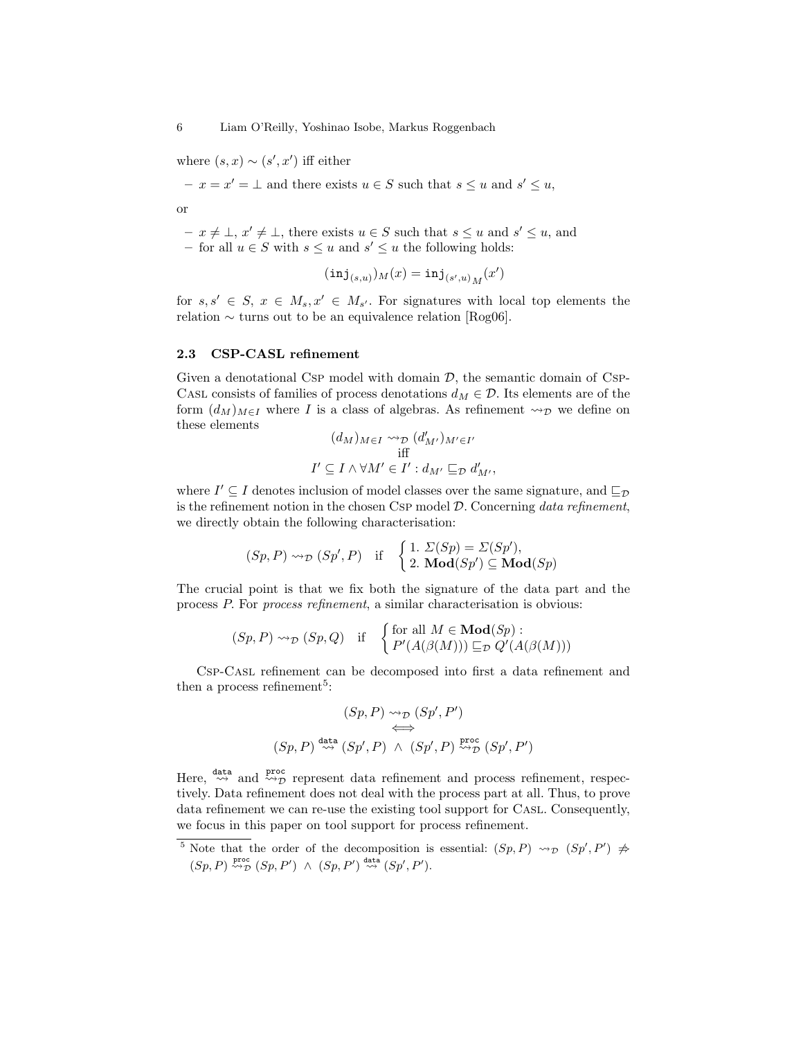where $(s, x) \sim (s', x')$ iff either

- $x = x' = \bot$ and there exists $u \in S$ such that $s \leq u$ and $s' \leq u$,

or

- $x \neq \bot$, $x' \neq \bot$, there exists $u \in S$ such that $s \leq u$ and $s' \leq u$, and
- for all $u \in S$ with $s \leq u$ and $s' \leq u$ the following holds:

$$(\mathtt{inj}_{(s,u)})_M(x) = \mathtt{inj}_{(s',u)}{}_M(x')$$

for $s, s' \in S$, $x \in M_s, x' \in M_{s'}$. For signatures with local top elements the relation $\sim$ turns out to be an equivalence relation [Rog06].

### 2.3 CSP-CASL refinement

Given a denotational Csp model with domain $\mathcal{D}$, the semantic domain of Csp-Casl consists of families of process denotations $d_M \in \mathcal{D}$. Its elements are of the form $(d_M)_{M \in I}$ where $I$ is a class of algebras. As refinement $\rightsquigarrow_{\mathcal{D}}$ we define on these elements

$$(d_M)_{M \in I} \rightsquigarrow_{\mathcal{D}} (d'_{M'})_{M' \in I'}$$
$$\text{iff}$$
$$I' \subseteq I \wedge \forall M' \in I' : d_{M'} \sqsubseteq_{\mathcal{D}} d'_{M'},$$

where $I' \subseteq I$ denotes inclusion of model classes over the same signature, and $\sqsubseteq_{\mathcal{D}}$ is the refinement notion in the chosen Csp model $\mathcal{D}$. Concerning *data refinement*, we directly obtain the following characterisation:

$$(Sp, P) \rightsquigarrow_{\mathcal{D}} (Sp', P) \quad \text{if} \quad \begin{cases} 1.\ \Sigma(Sp) = \Sigma(Sp'), \\ 2.\ \mathbf{Mod}(Sp') \subseteq \mathbf{Mod}(Sp) \end{cases}$$

The crucial point is that we fix both the signature of the data part and the process $P$. For *process refinement*, a similar characterisation is obvious:

$$(Sp, P) \rightsquigarrow_{\mathcal{D}} (Sp, Q) \quad \text{if} \quad \begin{cases} \text{for all } M \in \mathbf{Mod}(Sp) : \\ P'(A(\beta(M))) \sqsubseteq_{\mathcal{D}} Q'(A(\beta(M))) \end{cases}$$

Csp-Casl refinement can be decomposed into first a data refinement and then a process refinement[5]:

$$(Sp, P) \rightsquigarrow_{\mathcal{D}} (Sp', P')$$
$$\Longleftrightarrow$$
$$(Sp, P) \overset{\mathtt{data}}{\rightsquigarrow} (Sp', P) \ \wedge \ (Sp', P) \overset{\mathtt{proc}}{\rightsquigarrow}_{\mathcal{D}} (Sp', P')$$

Here, $\overset{\mathtt{data}}{\rightsquigarrow}$ and $\overset{\mathtt{proc}}{\rightsquigarrow}_{\mathcal{D}}$ represent data refinement and process refinement, respectively. Data refinement does not deal with the process part at all. Thus, to prove data refinement we can re-use the existing tool support for Casl. Consequently, we focus in this paper on tool support for process refinement.

[5] Note that the order of the decomposition is essential: $(Sp, P) \rightsquigarrow_{\mathcal{D}} (Sp', P') \not\Rightarrow (Sp, P) \overset{\mathtt{proc}}{\rightsquigarrow}_{\mathcal{D}} (Sp, P') \ \wedge \ (Sp, P') \overset{\mathtt{data}}{\rightsquigarrow} (Sp', P')$.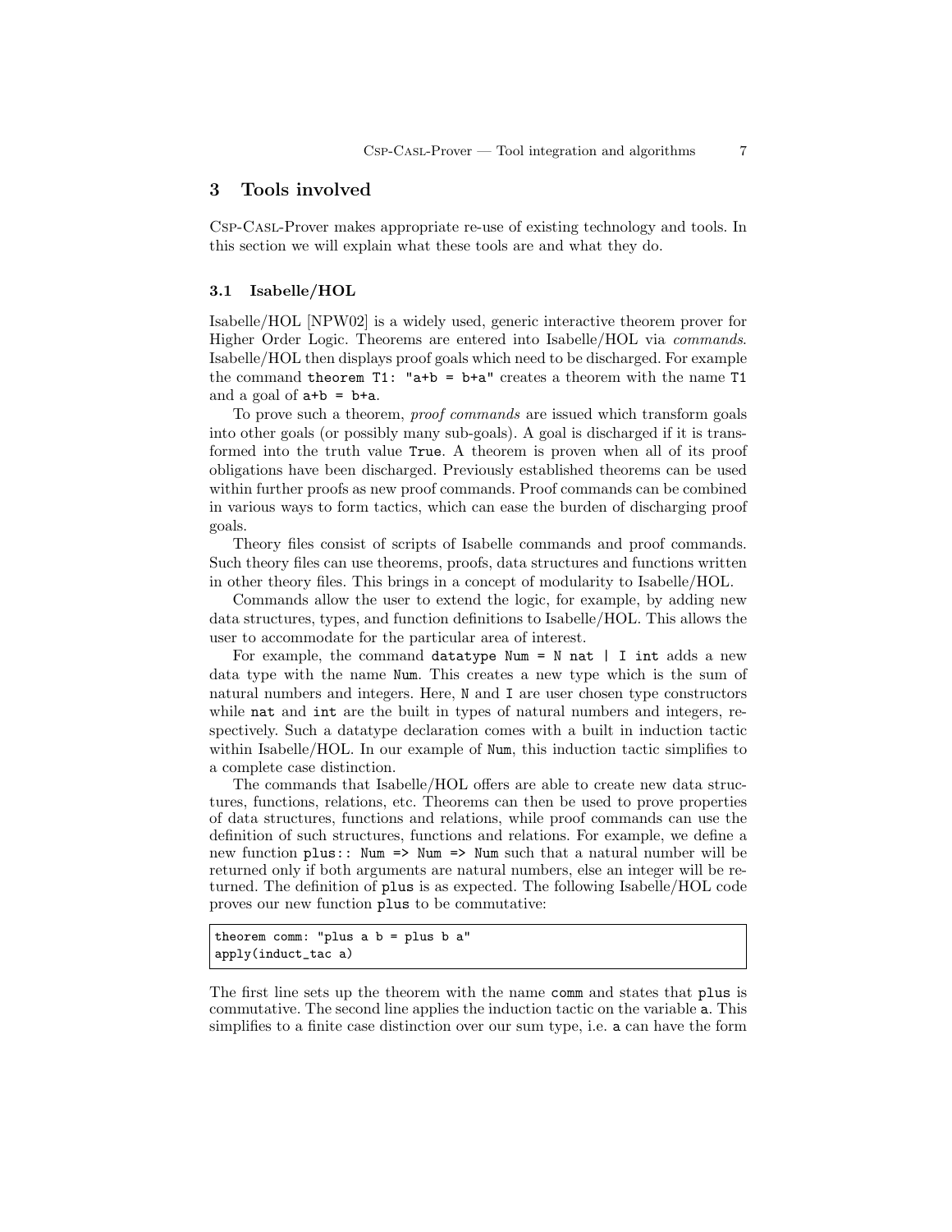## 3 Tools involved

Csp-Casl-Prover makes appropriate re-use of existing technology and tools. In this section we will explain what these tools are and what they do.

### 3.1 Isabelle/HOL

Isabelle/HOL [NPW02] is a widely used, generic interactive theorem prover for Higher Order Logic. Theorems are entered into Isabelle/HOL via *commands*. Isabelle/HOL then displays proof goals which need to be discharged. For example the command `theorem T1: "a+b = b+a"` creates a theorem with the name `T1` and a goal of `a+b = b+a`.

To prove such a theorem, *proof commands* are issued which transform goals into other goals (or possibly many sub-goals). A goal is discharged if it is transformed into the truth value `True`. A theorem is proven when all of its proof obligations have been discharged. Previously established theorems can be used within further proofs as new proof commands. Proof commands can be combined in various ways to form tactics, which can ease the burden of discharging proof goals.

Theory files consist of scripts of Isabelle commands and proof commands. Such theory files can use theorems, proofs, data structures and functions written in other theory files. This brings in a concept of modularity to Isabelle/HOL.

Commands allow the user to extend the logic, for example, by adding new data structures, types, and function definitions to Isabelle/HOL. This allows the user to accommodate for the particular area of interest.

For example, the command `datatype Num = N nat | I int` adds a new data type with the name `Num`. This creates a new type which is the sum of natural numbers and integers. Here, `N` and `I` are user chosen type constructors while `nat` and `int` are the built in types of natural numbers and integers, respectively. Such a datatype declaration comes with a built in induction tactic within Isabelle/HOL. In our example of `Num`, this induction tactic simplifies to a complete case distinction.

The commands that Isabelle/HOL offers are able to create new data structures, functions, relations, etc. Theorems can then be used to prove properties of data structures, functions and relations, while proof commands can use the definition of such structures, functions and relations. For example, we define a new function `plus:: Num => Num => Num` such that a natural number will be returned only if both arguments are natural numbers, else an integer will be returned. The definition of `plus` is as expected. The following Isabelle/HOL code proves our new function `plus` to be commutative:

```
theorem comm: "plus a b = plus b a"
apply(induct_tac a)
```

The first line sets up the theorem with the name `comm` and states that `plus` is commutative. The second line applies the induction tactic on the variable `a`. This simplifies to a finite case distinction over our sum type, i.e. `a` can have the form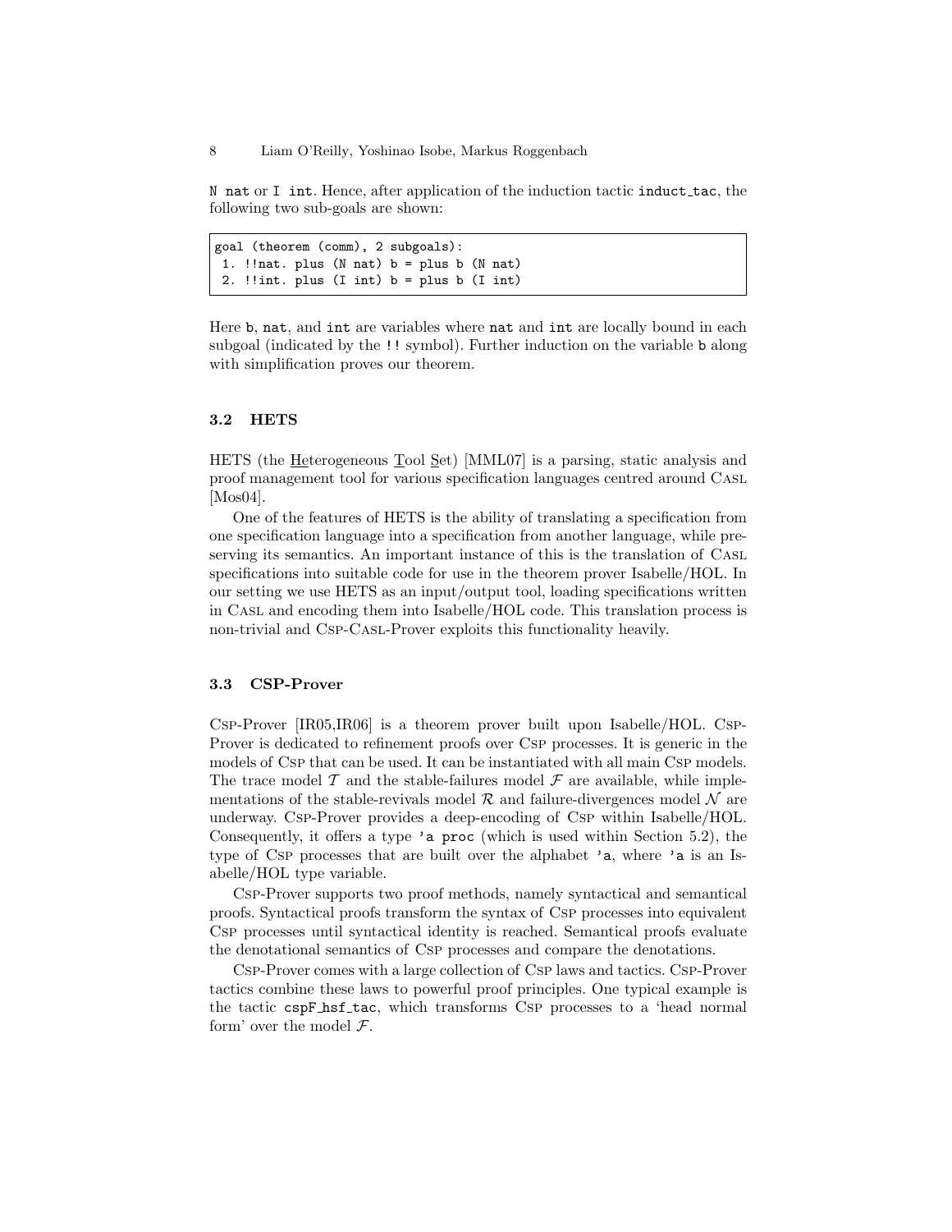`N nat` or `I int`. Hence, after application of the induction tactic `induct_tac`, the following two sub-goals are shown:

```
goal (theorem (comm), 2 subgoals):
 1. !!nat. plus (N nat) b = plus b (N nat)
 2. !!int. plus (I int) b = plus b (I int)
```

Here `b`, `nat`, and `int` are variables where `nat` and `int` are locally bound in each subgoal (indicated by the `!!` symbol). Further induction on the variable `b` along with simplification proves our theorem.

### 3.2 HETS

HETS (the Heterogeneous Tool Set) [MML07] is a parsing, static analysis and proof management tool for various specification languages centred around Casl [Mos04].

One of the features of HETS is the ability of translating a specification from one specification language into a specification from another language, while preserving its semantics. An important instance of this is the translation of Casl specifications into suitable code for use in the theorem prover Isabelle/HOL. In our setting we use HETS as an input/output tool, loading specifications written in Casl and encoding them into Isabelle/HOL code. This translation process is non-trivial and Csp-Casl-Prover exploits this functionality heavily.

### 3.3 CSP-Prover

Csp-Prover [IR05,IR06] is a theorem prover built upon Isabelle/HOL. Csp-Prover is dedicated to refinement proofs over Csp processes. It is generic in the models of Csp that can be used. It can be instantiated with all main Csp models. The trace model $\mathcal{T}$ and the stable-failures model $\mathcal{F}$ are available, while implementations of the stable-revivals model $\mathcal{R}$ and failure-divergences model $\mathcal{N}$ are underway. Csp-Prover provides a deep-encoding of Csp within Isabelle/HOL. Consequently, it offers a type `'a proc` (which is used within Section 5.2), the type of Csp processes that are built over the alphabet `'a`, where `'a` is an Isabelle/HOL type variable.

Csp-Prover supports two proof methods, namely syntactical and semantical proofs. Syntactical proofs transform the syntax of Csp processes into equivalent Csp processes until syntactical identity is reached. Semantical proofs evaluate the denotational semantics of Csp processes and compare the denotations.

Csp-Prover comes with a large collection of Csp laws and tactics. Csp-Prover tactics combine these laws to powerful proof principles. One typical example is the tactic `cspF_hsf_tac`, which transforms Csp processes to a 'head normal form' over the model $\mathcal{F}$.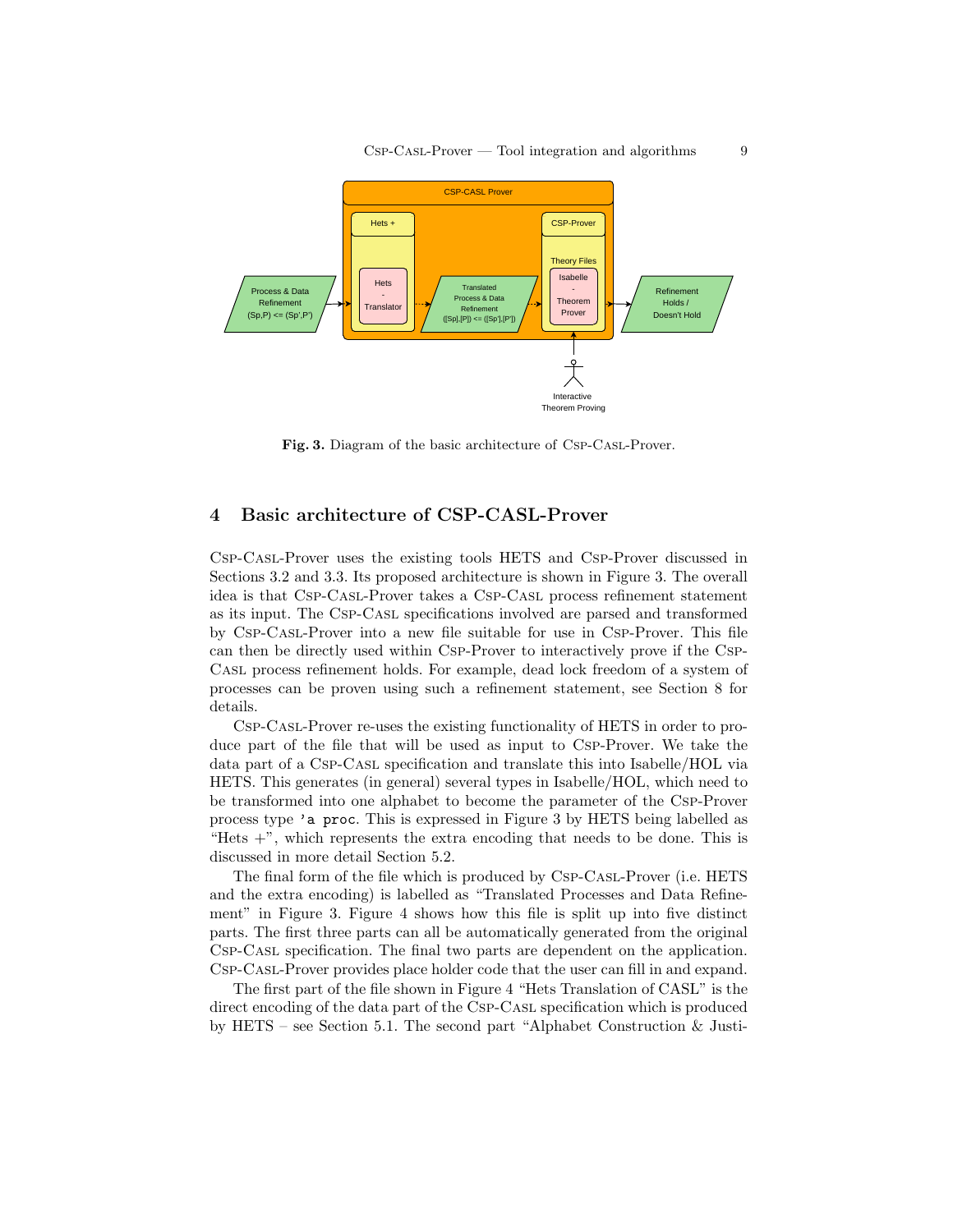**Fig. 3.** Diagram of the basic architecture of Csp-Casl-Prover.

## 4 Basic architecture of CSP-CASL-Prover

Csp-Casl-Prover uses the existing tools HETS and Csp-Prover discussed in Sections 3.2 and 3.3. Its proposed architecture is shown in Figure 3. The overall idea is that Csp-Casl-Prover takes a Csp-Casl process refinement statement as its input. The Csp-Casl specifications involved are parsed and transformed by Csp-Casl-Prover into a new file suitable for use in Csp-Prover. This file can then be directly used within Csp-Prover to interactively prove if the Csp-Casl process refinement holds. For example, dead lock freedom of a system of processes can be proven using such a refinement statement, see Section 8 for details.

Csp-Casl-Prover re-uses the existing functionality of HETS in order to produce part of the file that will be used as input to Csp-Prover. We take the data part of a Csp-Casl specification and translate this into Isabelle/HOL via HETS. This generates (in general) several types in Isabelle/HOL, which need to be transformed into one alphabet to become the parameter of the Csp-Prover process type `'a proc`. This is expressed in Figure 3 by HETS being labelled as "Hets +", which represents the extra encoding that needs to be done. This is discussed in more detail Section 5.2.

The final form of the file which is produced by Csp-Casl-Prover (i.e. HETS and the extra encoding) is labelled as "Translated Processes and Data Refinement" in Figure 3. Figure 4 shows how this file is split up into five distinct parts. The first three parts can all be automatically generated from the original Csp-Casl specification. The final two parts are dependent on the application. Csp-Casl-Prover provides place holder code that the user can fill in and expand.

The first part of the file shown in Figure 4 "Hets Translation of CASL" is the direct encoding of the data part of the Csp-Casl specification which is produced by HETS – see Section 5.1. The second part "Alphabet Construction & Justi-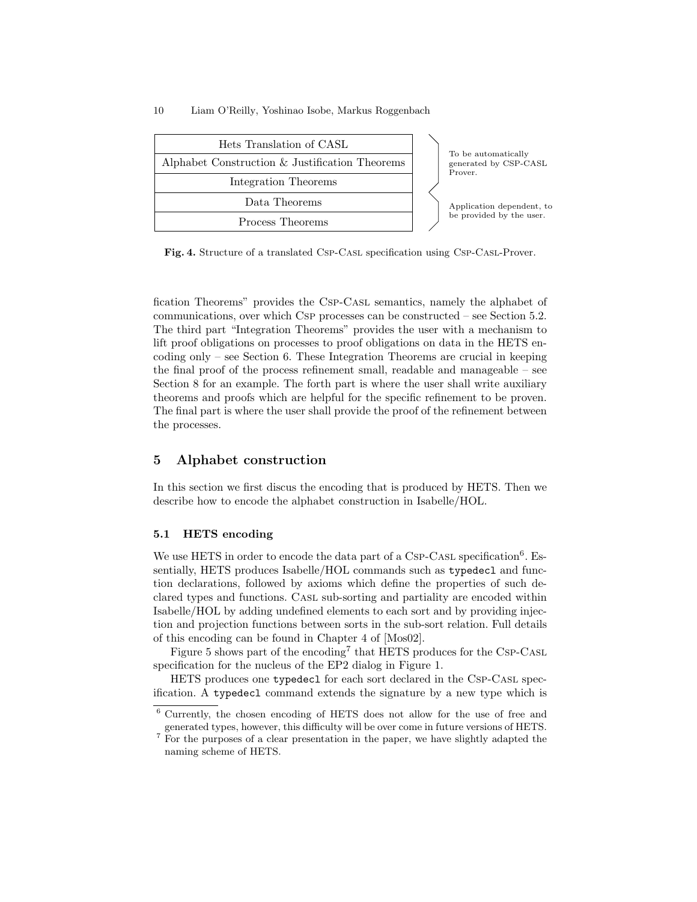| Hets Translation of CASL | To be automatically generated by CSP-CASL Prover. |
| --- | --- |
| Alphabet Construction & Justification Theorems | |
| Integration Theorems | |
| Data Theorems | Application dependent, to be provided by the user. |
| Process Theorems | |

**Fig. 4.** Structure of a translated Csp-Casl specification using Csp-Casl-Prover.

fication Theorems" provides the Csp-Casl semantics, namely the alphabet of communications, over which Csp processes can be constructed – see Section 5.2. The third part "Integration Theorems" provides the user with a mechanism to lift proof obligations on processes to proof obligations on data in the HETS encoding only – see Section 6. These Integration Theorems are crucial in keeping the final proof of the process refinement small, readable and manageable – see Section 8 for an example. The forth part is where the user shall write auxiliary theorems and proofs which are helpful for the specific refinement to be proven. The final part is where the user shall provide the proof of the refinement between the processes.

## 5 Alphabet construction

In this section we first discus the encoding that is produced by HETS. Then we describe how to encode the alphabet construction in Isabelle/HOL.

### 5.1 HETS encoding

We use HETS in order to encode the data part of a Csp-Casl specification[6]. Essentially, HETS produces Isabelle/HOL commands such as `typedecl` and function declarations, followed by axioms which define the properties of such declared types and functions. Casl sub-sorting and partiality are encoded within Isabelle/HOL by adding undefined elements to each sort and by providing injection and projection functions between sorts in the sub-sort relation. Full details of this encoding can be found in Chapter 4 of [Mos02].

Figure 5 shows part of the encoding[7] that HETS produces for the Csp-Casl specification for the nucleus of the EP2 dialog in Figure 1.

HETS produces one `typedecl` for each sort declared in the Csp-Casl specification. A `typedecl` command extends the signature by a new type which is

[6] Currently, the chosen encoding of HETS does not allow for the use of free and generated types, however, this difficulty will be over come in future versions of HETS.

[7] For the purposes of a clear presentation in the paper, we have slightly adapted the naming scheme of HETS.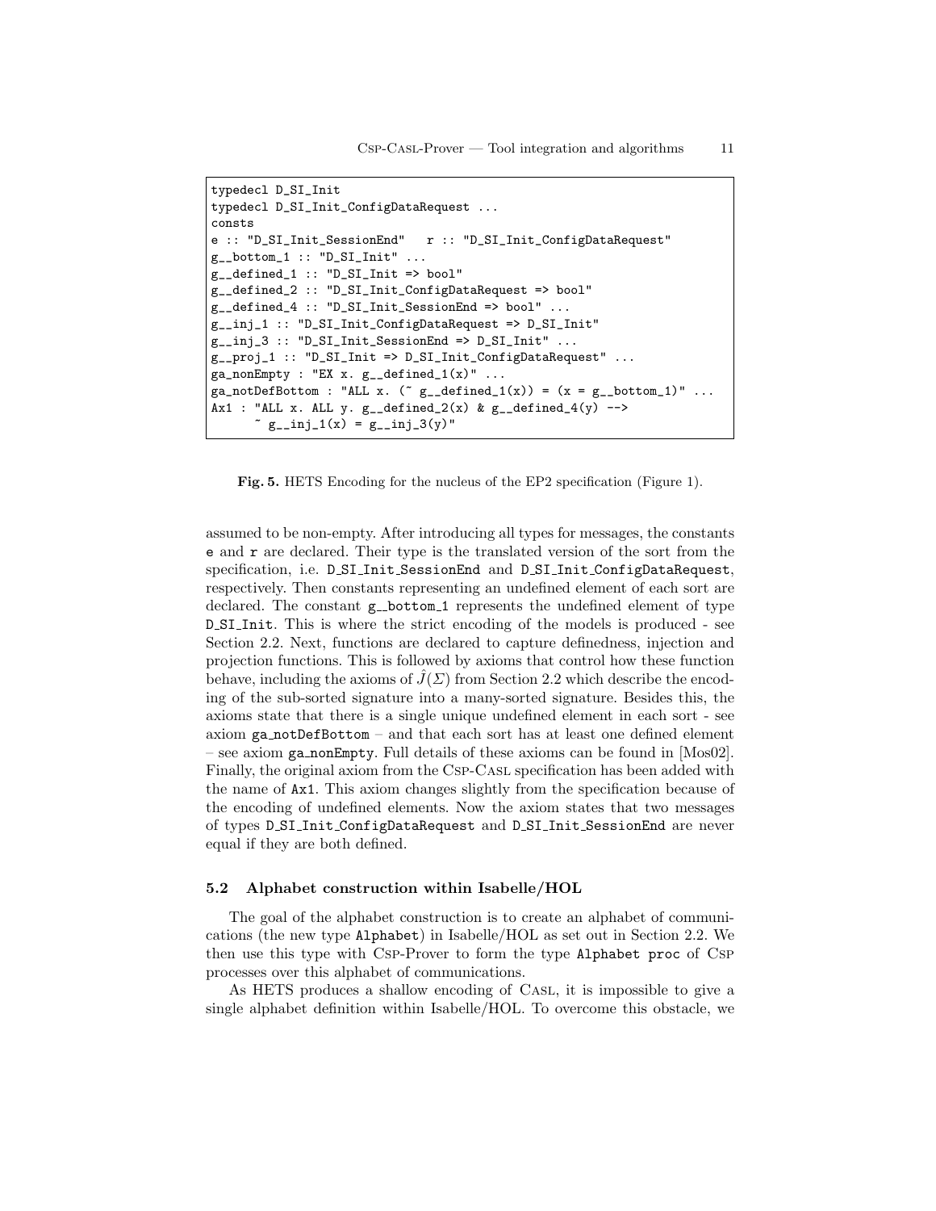```
typedecl D_SI_Init
typedecl D_SI_Init_ConfigDataRequest ...
consts
e :: "D_SI_Init_SessionEnd"   r :: "D_SI_Init_ConfigDataRequest"
g__bottom_1 :: "D_SI_Init" ...
g__defined_1 :: "D_SI_Init => bool"
g__defined_2 :: "D_SI_Init_ConfigDataRequest => bool"
g__defined_4 :: "D_SI_Init_SessionEnd => bool" ...
g__inj_1 :: "D_SI_Init_ConfigDataRequest => D_SI_Init"
g__inj_3 :: "D_SI_Init_SessionEnd => D_SI_Init" ...
g__proj_1 :: "D_SI_Init => D_SI_Init_ConfigDataRequest" ...
ga_nonEmpty : "EX x. g__defined_1(x)" ...
ga_notDefBottom : "ALL x. (~ g__defined_1(x)) = (x = g__bottom_1)" ...
Ax1 : "ALL x. ALL y. g__defined_2(x) & g__defined_4(y) -->
      ~ g__inj_1(x) = g__inj_3(y)"
```

**Fig. 5.** HETS Encoding for the nucleus of the EP2 specification (Figure 1).

assumed to be non-empty. After introducing all types for messages, the constants e and r are declared. Their type is the translated version of the sort from the specification, i.e. D_SI_Init_SessionEnd and D_SI_Init_ConfigDataRequest, respectively. Then constants representing an undefined element of each sort are declared. The constant g__bottom_1 represents the undefined element of type D_SI_Init. This is where the strict encoding of the models is produced - see Section 2.2. Next, functions are declared to capture definedness, injection and projection functions. This is followed by axioms that control how these function behave, including the axioms of $\hat{J}(\Sigma)$ from Section 2.2 which describe the encoding of the sub-sorted signature into a many-sorted signature. Besides this, the axioms state that there is a single unique undefined element in each sort - see axiom ga_notDefBottom – and that each sort has at least one defined element – see axiom ga_nonEmpty. Full details of these axioms can be found in [Mos02]. Finally, the original axiom from the Csp-Casl specification has been added with the name of Ax1. This axiom changes slightly from the specification because of the encoding of undefined elements. Now the axiom states that two messages of types D_SI_Init_ConfigDataRequest and D_SI_Init_SessionEnd are never equal if they are both defined.

### 5.2 Alphabet construction within Isabelle/HOL

The goal of the alphabet construction is to create an alphabet of communications (the new type Alphabet) in Isabelle/HOL as set out in Section 2.2. We then use this type with Csp-Prover to form the type Alphabet proc of Csp processes over this alphabet of communications.

As HETS produces a shallow encoding of Casl, it is impossible to give a single alphabet definition within Isabelle/HOL. To overcome this obstacle, we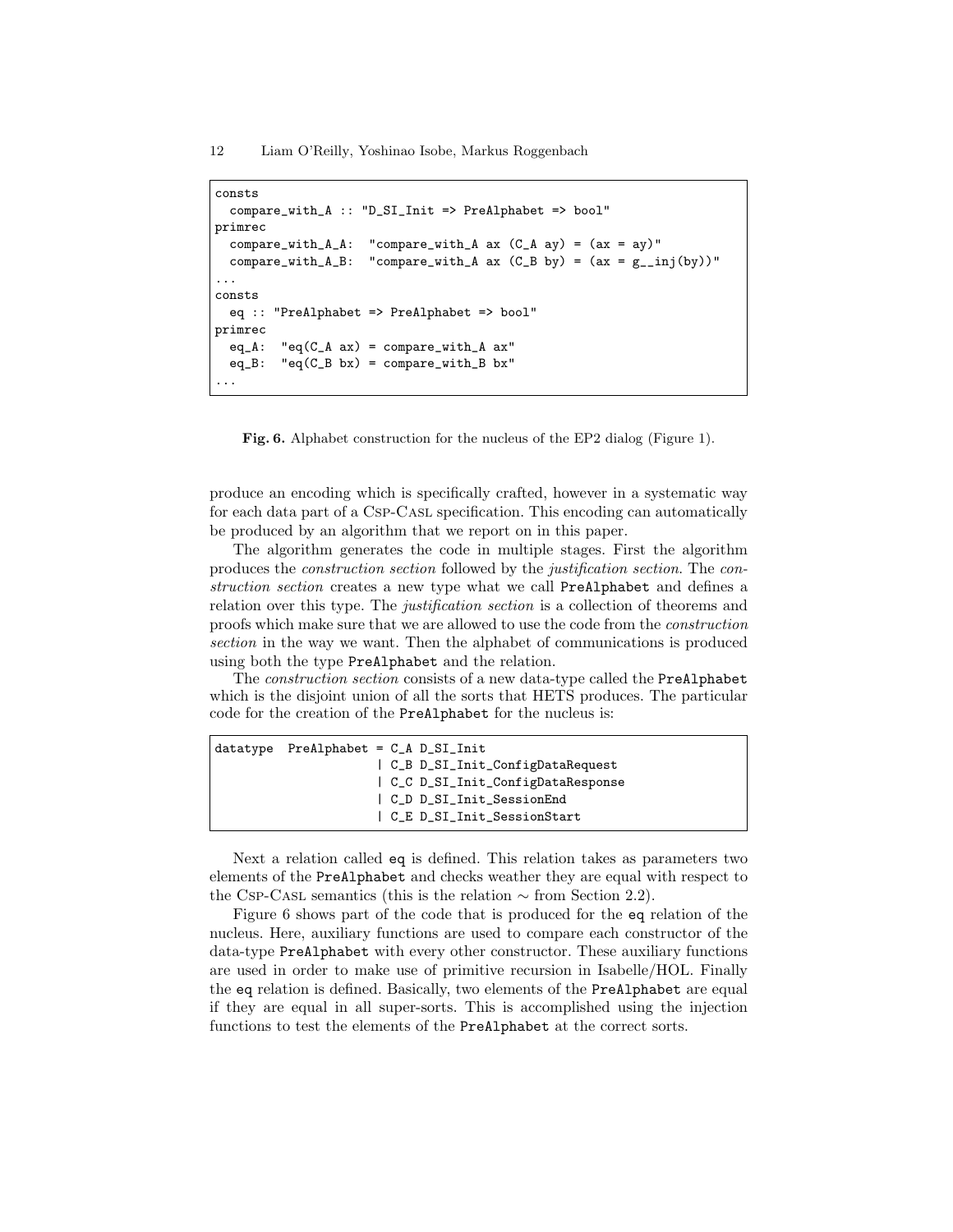```
consts
  compare_with_A :: "D_SI_Init => PreAlphabet => bool"
primrec
  compare_with_A_A:  "compare_with_A ax (C_A ay) = (ax = ay)"
  compare_with_A_B:  "compare_with_A ax (C_B by) = (ax = g__inj(by))"
...
consts
  eq :: "PreAlphabet => PreAlphabet => bool"
primrec
  eq_A:  "eq(C_A ax) = compare_with_A ax"
  eq_B:  "eq(C_B bx) = compare_with_B bx"
...
```

**Fig. 6.** Alphabet construction for the nucleus of the EP2 dialog (Figure 1).

produce an encoding which is specifically crafted, however in a systematic way for each data part of a CSP-CASL specification. This encoding can automatically be produced by an algorithm that we report on in this paper.

The algorithm generates the code in multiple stages. First the algorithm produces the *construction section* followed by the *justification section*. The *construction section* creates a new type what we call `PreAlphabet` and defines a relation over this type. The *justification section* is a collection of theorems and proofs which make sure that we are allowed to use the code from the *construction section* in the way we want. Then the alphabet of communications is produced using both the type `PreAlphabet` and the relation.

The *construction section* consists of a new data-type called the `PreAlphabet` which is the disjoint union of all the sorts that HETS produces. The particular code for the creation of the `PreAlphabet` for the nucleus is:

```
datatype  PreAlphabet = C_A D_SI_Init
                      | C_B D_SI_Init_ConfigDataRequest
                      | C_C D_SI_Init_ConfigDataResponse
                      | C_D D_SI_Init_SessionEnd
                      | C_E D_SI_Init_SessionStart
```

Next a relation called `eq` is defined. This relation takes as parameters two elements of the `PreAlphabet` and checks weather they are equal with respect to the CSP-CASL semantics (this is the relation $\sim$ from Section 2.2).

Figure 6 shows part of the code that is produced for the `eq` relation of the nucleus. Here, auxiliary functions are used to compare each constructor of the data-type `PreAlphabet` with every other constructor. These auxiliary functions are used in order to make use of primitive recursion in Isabelle/HOL. Finally the `eq` relation is defined. Basically, two elements of the `PreAlphabet` are equal if they are equal in all super-sorts. This is accomplished using the injection functions to test the elements of the `PreAlphabet` at the correct sorts.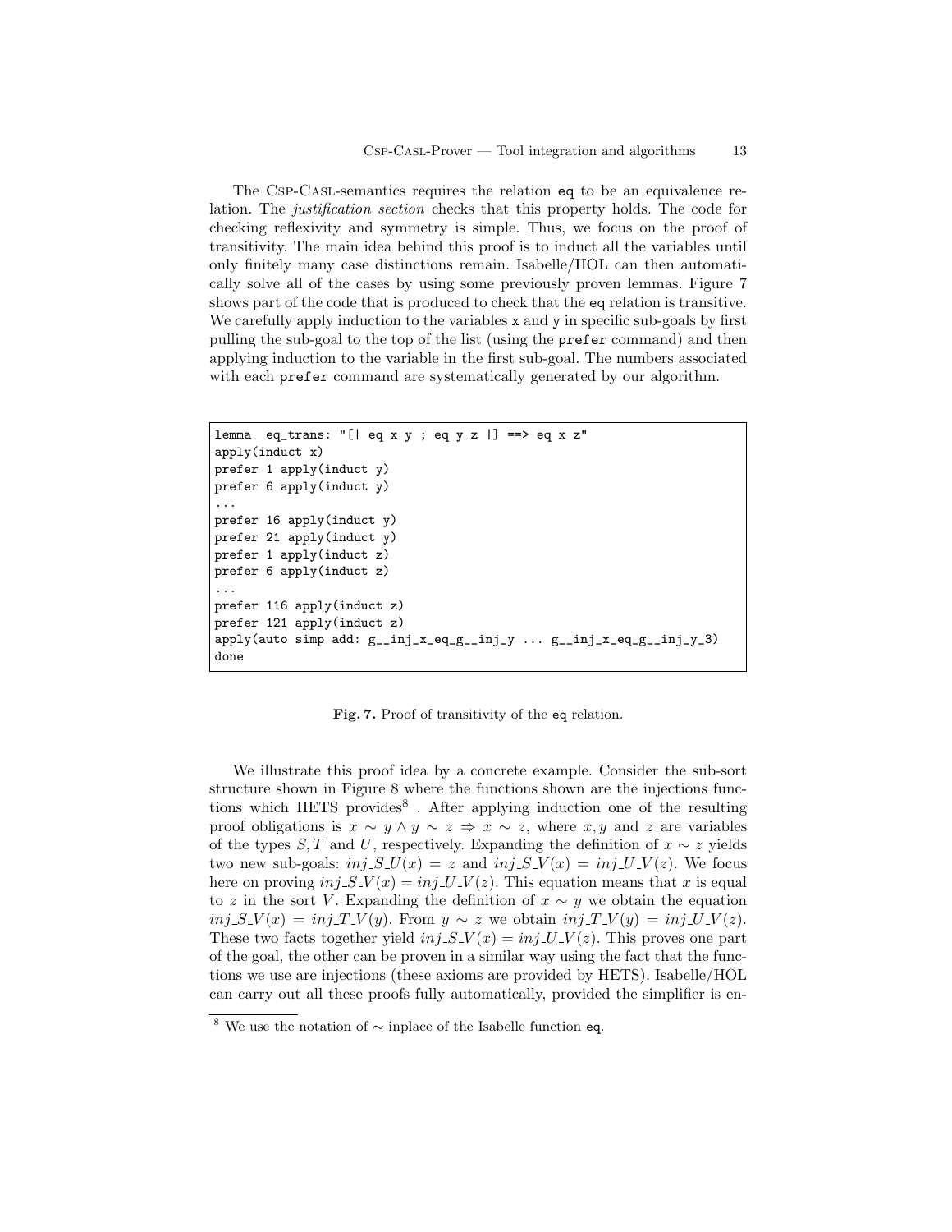The Csp-Casl-semantics requires the relation `eq` to be an equivalence relation. The *justification section* checks that this property holds. The code for checking reflexivity and symmetry is simple. Thus, we focus on the proof of transitivity. The main idea behind this proof is to induct all the variables until only finitely many case distinctions remain. Isabelle/HOL can then automatically solve all of the cases by using some previously proven lemmas. Figure 7 shows part of the code that is produced to check that the `eq` relation is transitive. We carefully apply induction to the variables `x` and `y` in specific sub-goals by first pulling the sub-goal to the top of the list (using the `prefer` command) and then applying induction to the variable in the first sub-goal. The numbers associated with each `prefer` command are systematically generated by our algorithm.

```
lemma  eq_trans: "[| eq x y ; eq y z |] ==> eq x z"
apply(induct x)
prefer 1 apply(induct y)
prefer 6 apply(induct y)
...
prefer 16 apply(induct y)
prefer 21 apply(induct y)
prefer 1 apply(induct z)
prefer 6 apply(induct z)
...
prefer 116 apply(induct z)
prefer 121 apply(induct z)
apply(auto simp add: g__inj_x_eq_g__inj_y ... g__inj_x_eq_g__inj_y_3)
done
```

**Fig. 7.** Proof of transitivity of the `eq` relation.

We illustrate this proof idea by a concrete example. Consider the sub-sort structure shown in Figure 8 where the functions shown are the injections functions which HETS provides[8] . After applying induction one of the resulting proof obligations is $x \sim y \wedge y \sim z \Rightarrow x \sim z$, where $x, y$ and $z$ are variables of the types $S, T$ and $U$, respectively. Expanding the definition of $x \sim z$ yields two new sub-goals: $inj\_S\_U(x) = z$ and $inj\_S\_V(x) = inj\_U\_V(z)$. We focus here on proving $inj\_S\_V(x) = inj\_U\_V(z)$. This equation means that $x$ is equal to $z$ in the sort $V$. Expanding the definition of $x \sim y$ we obtain the equation $inj\_S\_V(x) = inj\_T\_V(y)$. From $y \sim z$ we obtain $inj\_T\_V(y) = inj\_U\_V(z)$. These two facts together yield $inj\_S\_V(x) = inj\_U\_V(z)$. This proves one part of the goal, the other can be proven in a similar way using the fact that the functions we use are injections (these axioms are provided by HETS). Isabelle/HOL can carry out all these proofs fully automatically, provided the simplifier is en-

[8] We use the notation of $\sim$ inplace of the Isabelle function `eq`.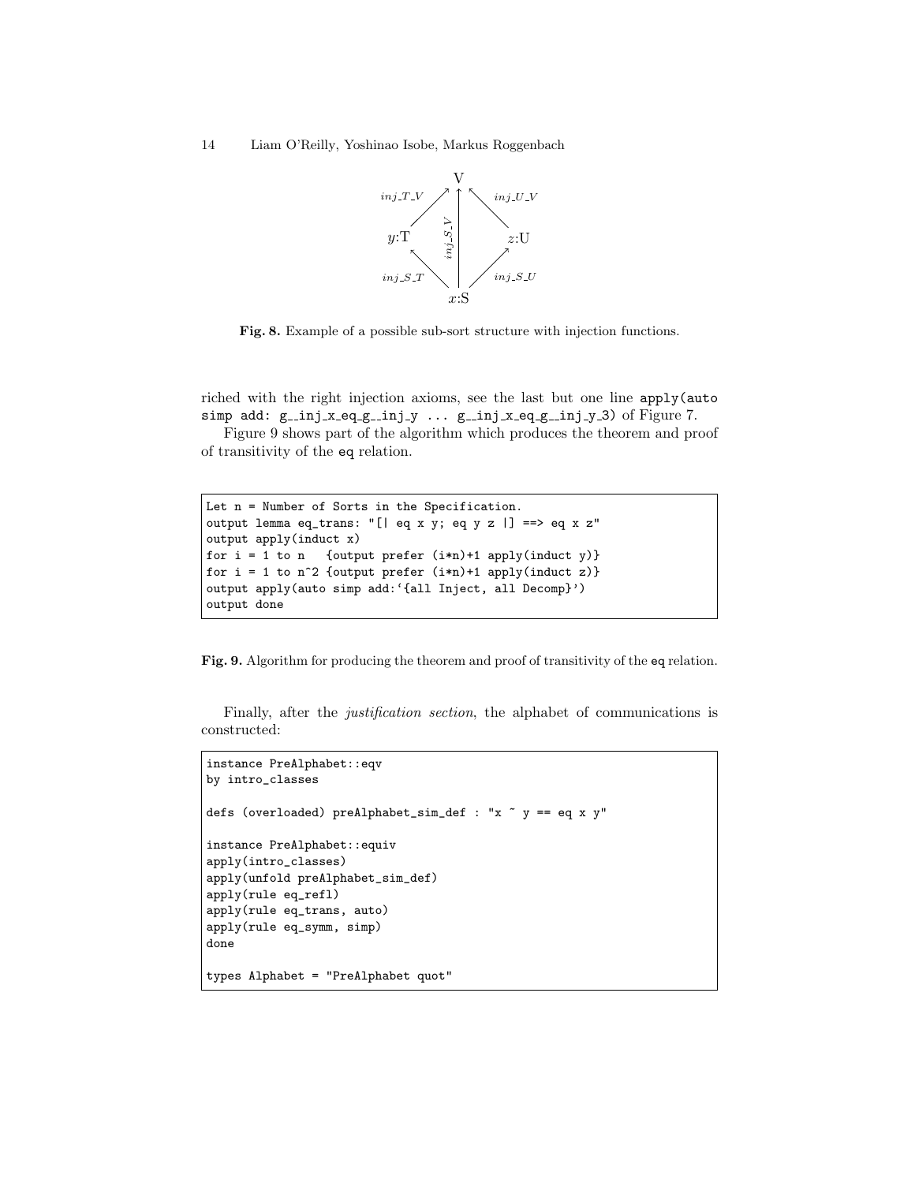**Fig. 8.** Example of a possible sub-sort structure with injection functions.

riched with the right injection axioms, see the last but one line `apply(auto simp add: g__inj_x_eq_g__inj_y ... g__inj_x_eq_g__inj_y_3)` of Figure 7.

Figure 9 shows part of the algorithm which produces the theorem and proof of transitivity of the `eq` relation.

```
Let n = Number of Sorts in the Specification.
output lemma eq_trans: "[| eq x y; eq y z |] ==> eq x z"
output apply(induct x)
for i = 1 to n   {output prefer (i*n)+1 apply(induct y)}
for i = 1 to n^2 {output prefer (i*n)+1 apply(induct z)}
output apply(auto simp add:'{all Inject, all Decomp}')
output done
```

**Fig. 9.** Algorithm for producing the theorem and proof of transitivity of the `eq` relation.

Finally, after the *justification section*, the alphabet of communications is constructed:

```
instance PreAlphabet::eqv
by intro_classes

defs (overloaded) preAlphabet_sim_def : "x ~ y == eq x y"

instance PreAlphabet::equiv
apply(intro_classes)
apply(unfold preAlphabet_sim_def)
apply(rule eq_refl)
apply(rule eq_trans, auto)
apply(rule eq_symm, simp)
done

types Alphabet = "PreAlphabet quot"
```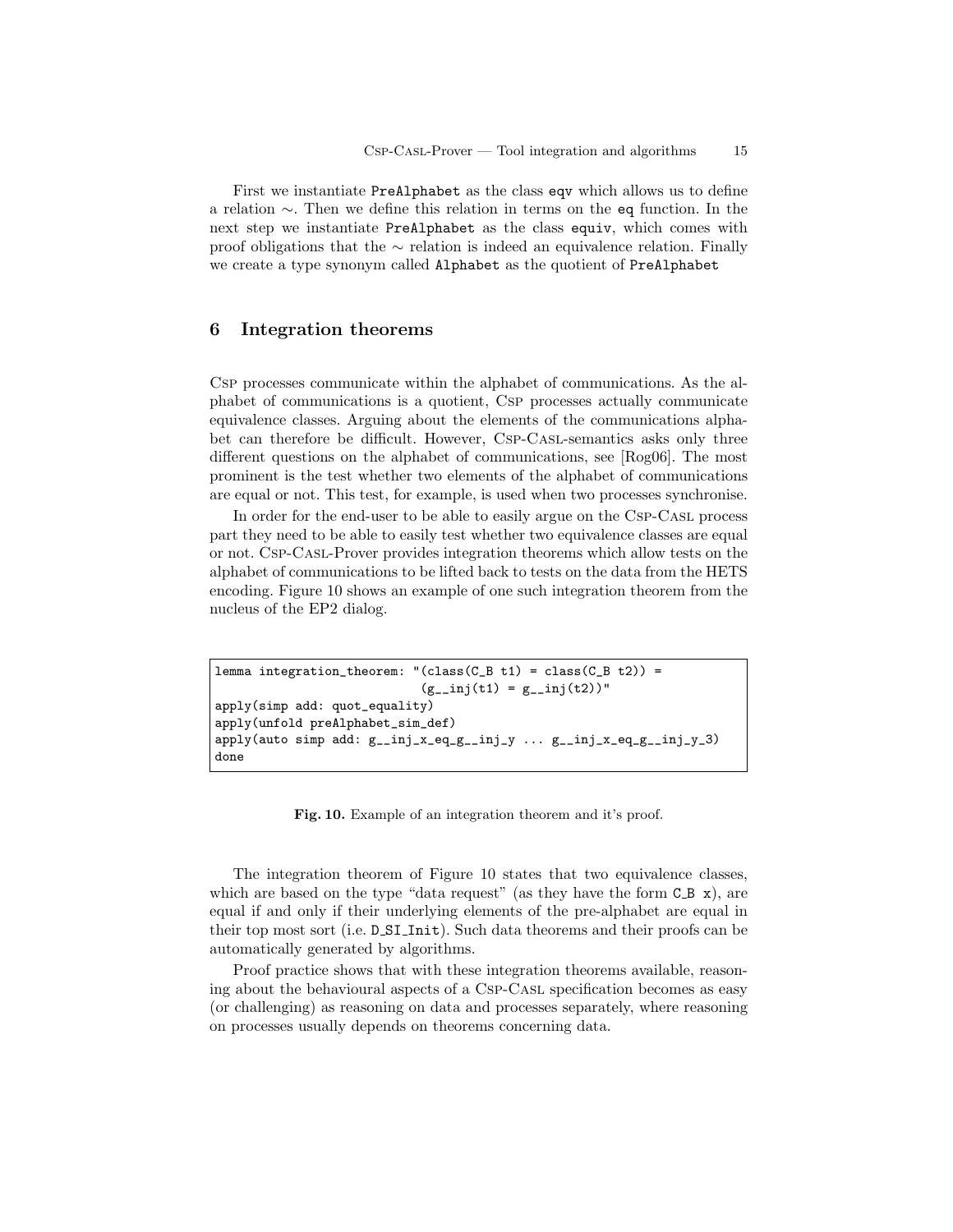First we instantiate `PreAlphabet` as the class `eqv` which allows us to define a relation $\sim$. Then we define this relation in terms on the `eq` function. In the next step we instantiate `PreAlphabet` as the class `equiv`, which comes with proof obligations that the $\sim$ relation is indeed an equivalence relation. Finally we create a type synonym called `Alphabet` as the quotient of `PreAlphabet`

## 6 Integration theorems

Csp processes communicate within the alphabet of communications. As the alphabet of communications is a quotient, Csp processes actually communicate equivalence classes. Arguing about the elements of the communications alphabet can therefore be difficult. However, Csp-Casl-semantics asks only three different questions on the alphabet of communications, see [Rog06]. The most prominent is the test whether two elements of the alphabet of communications are equal or not. This test, for example, is used when two processes synchronise.

In order for the end-user to be able to easily argue on the Csp-Casl process part they need to be able to easily test whether two equivalence classes are equal or not. Csp-Casl-Prover provides integration theorems which allow tests on the alphabet of communications to be lifted back to tests on the data from the HETS encoding. Figure 10 shows an example of one such integration theorem from the nucleus of the EP2 dialog.

```
lemma integration_theorem: "(class(C_B t1) = class(C_B t2)) =
                            (g__inj(t1) = g__inj(t2))"
apply(simp add: quot_equality)
apply(unfold preAlphabet_sim_def)
apply(auto simp add: g__inj_x_eq_g__inj_y ... g__inj_x_eq_g__inj_y_3)
done
```

**Fig. 10.** Example of an integration theorem and it's proof.

The integration theorem of Figure 10 states that two equivalence classes, which are based on the type "data request" (as they have the form `C_B x`), are equal if and only if their underlying elements of the pre-alphabet are equal in their top most sort (i.e. `D_SI_Init`). Such data theorems and their proofs can be automatically generated by algorithms.

Proof practice shows that with these integration theorems available, reasoning about the behavioural aspects of a Csp-Casl specification becomes as easy (or challenging) as reasoning on data and processes separately, where reasoning on processes usually depends on theorems concerning data.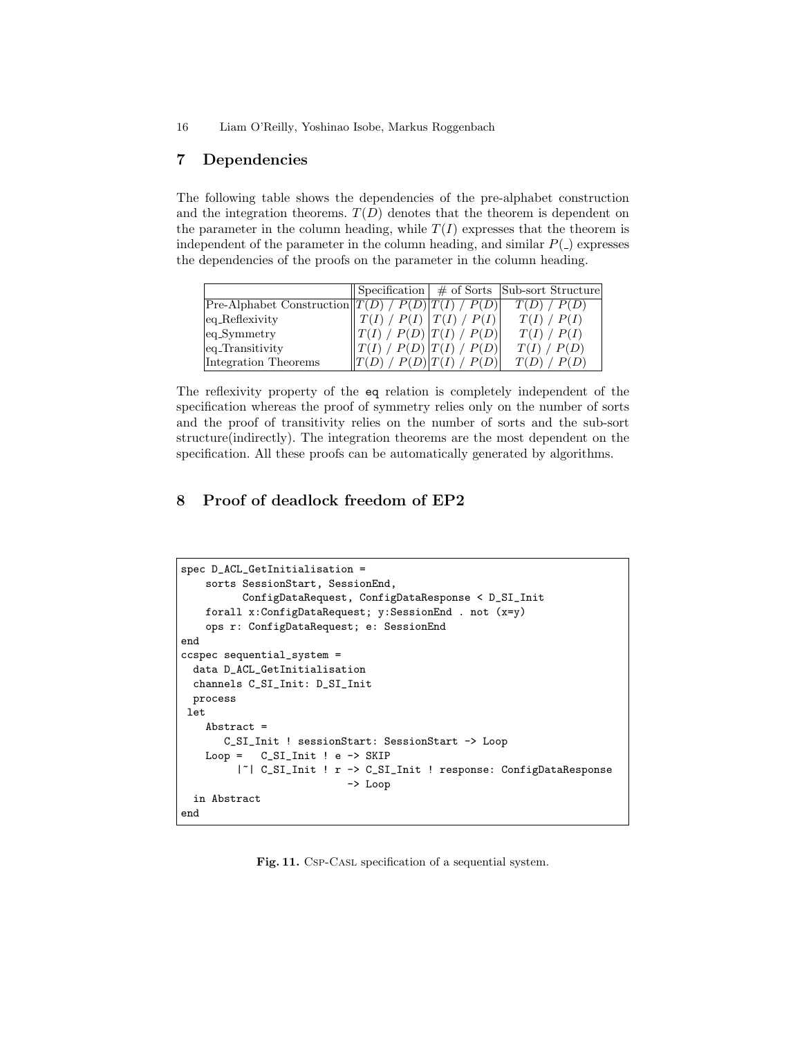## 7 Dependencies

The following table shows the dependencies of the pre-alphabet construction and the integration theorems. $T(D)$ denotes that the theorem is dependent on the parameter in the column heading, while $T(I)$ expresses that the theorem is independent of the parameter in the column heading, and similar $P(\_)$ expresses the dependencies of the proofs on the parameter in the column heading.

| | Specification | # of Sorts | Sub-sort Structure |
|---|---|---|---|
| Pre-Alphabet Construction | $T(D)$ / $P(D)$ | $T(I)$ / $P(D)$ | $T(D)$ / $P(D)$ |
| eq_Reflexivity | $T(I)$ / $P(I)$ | $T(I)$ / $P(I)$ | $T(I)$ / $P(I)$ |
| eq_Symmetry | $T(I)$ / $P(D)$ | $T(I)$ / $P(D)$ | $T(I)$ / $P(I)$ |
| eq_Transitivity | $T(I)$ / $P(D)$ | $T(I)$ / $P(D)$ | $T(I)$ / $P(D)$ |
| Integration Theorems | $T(D)$ / $P(D)$ | $T(I)$ / $P(D)$ | $T(D)$ / $P(D)$ |

The reflexivity property of the `eq` relation is completely independent of the specification whereas the proof of symmetry relies only on the number of sorts and the proof of transitivity relies on the number of sorts and the sub-sort structure(indirectly). The integration theorems are the most dependent on the specification. All these proofs can be automatically generated by algorithms.

## 8 Proof of deadlock freedom of EP2

```
spec D_ACL_GetInitialisation =
    sorts SessionStart, SessionEnd,
          ConfigDataRequest, ConfigDataResponse < D_SI_Init
    forall x:ConfigDataRequest; y:SessionEnd . not (x=y)
    ops r: ConfigDataRequest; e: SessionEnd
end
ccspec sequential_system =
  data D_ACL_GetInitialisation
  channels C_SI_Init: D_SI_Init
  process
 let
    Abstract =
       C_SI_Init ! sessionStart: SessionStart -> Loop
    Loop =   C_SI_Init ! e -> SKIP
         |~| C_SI_Init ! r -> C_SI_Init ! response: ConfigDataResponse
                          -> Loop
  in Abstract
end
```

**Fig. 11.** Csp-Casl specification of a sequential system.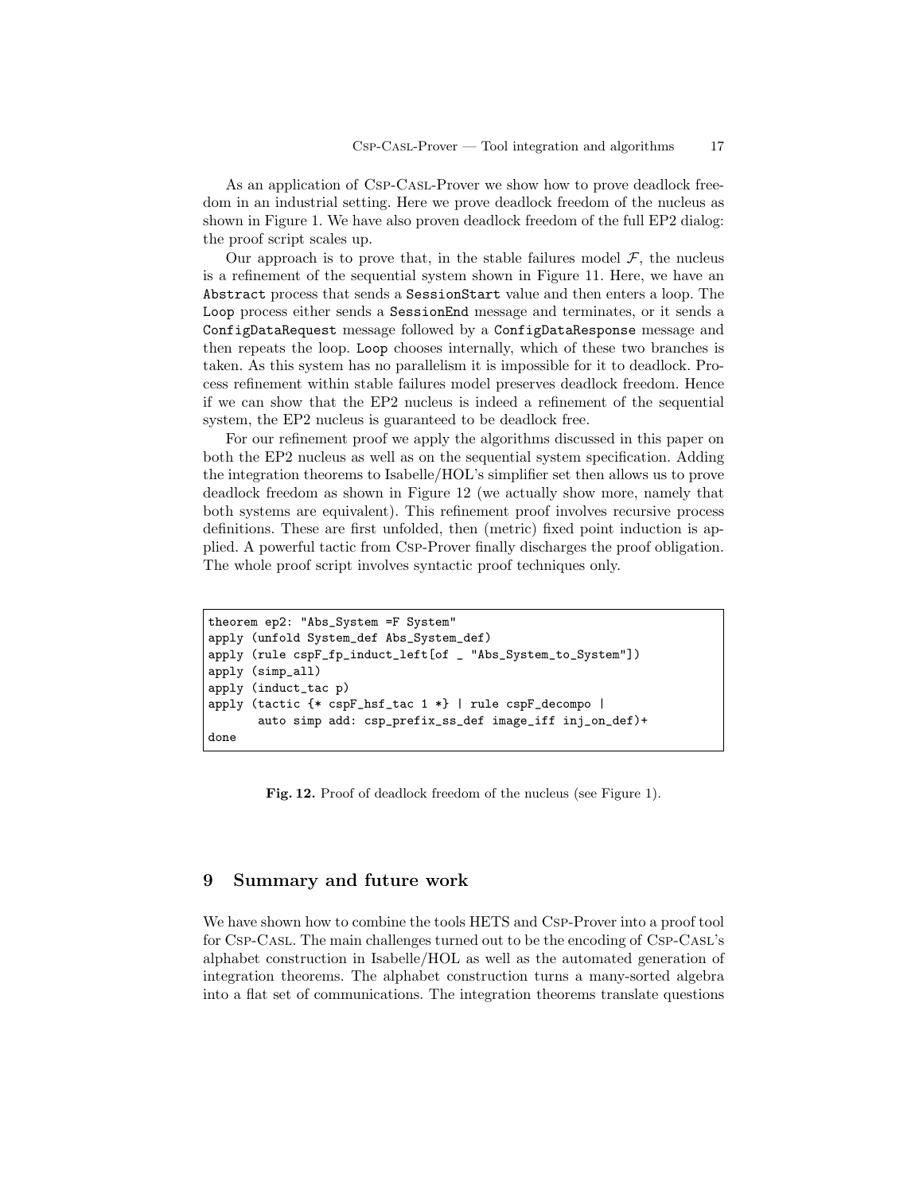As an application of Csp-Casl-Prover we show how to prove deadlock freedom in an industrial setting. Here we prove deadlock freedom of the nucleus as shown in Figure 1. We have also proven deadlock freedom of the full EP2 dialog: the proof script scales up.

Our approach is to prove that, in the stable failures model $\mathcal{F}$, the nucleus is a refinement of the sequential system shown in Figure 11. Here, we have an `Abstract` process that sends a `SessionStart` value and then enters a loop. The `Loop` process either sends a `SessionEnd` message and terminates, or it sends a `ConfigDataRequest` message followed by a `ConfigDataResponse` message and then repeats the loop. `Loop` chooses internally, which of these two branches is taken. As this system has no parallelism it is impossible for it to deadlock. Process refinement within stable failures model preserves deadlock freedom. Hence if we can show that the EP2 nucleus is indeed a refinement of the sequential system, the EP2 nucleus is guaranteed to be deadlock free.

For our refinement proof we apply the algorithms discussed in this paper on both the EP2 nucleus as well as on the sequential system specification. Adding the integration theorems to Isabelle/HOL's simplifier set then allows us to prove deadlock freedom as shown in Figure 12 (we actually show more, namely that both systems are equivalent). This refinement proof involves recursive process definitions. These are first unfolded, then (metric) fixed point induction is applied. A powerful tactic from Csp-Prover finally discharges the proof obligation. The whole proof script involves syntactic proof techniques only.

```
theorem ep2: "Abs_System =F System"
apply (unfold System_def Abs_System_def)
apply (rule cspF_fp_induct_left[of _ "Abs_System_to_System"])
apply (simp_all)
apply (induct_tac p)
apply (tactic {* cspF_hsf_tac 1 *} | rule cspF_decompo |
       auto simp add: csp_prefix_ss_def image_iff inj_on_def)+
done
```

**Fig. 12.** Proof of deadlock freedom of the nucleus (see Figure 1).

## 9 Summary and future work

We have shown how to combine the tools HETS and Csp-Prover into a proof tool for Csp-Casl. The main challenges turned out to be the encoding of Csp-Casl's alphabet construction in Isabelle/HOL as well as the automated generation of integration theorems. The alphabet construction turns a many-sorted algebra into a flat set of communications. The integration theorems translate questions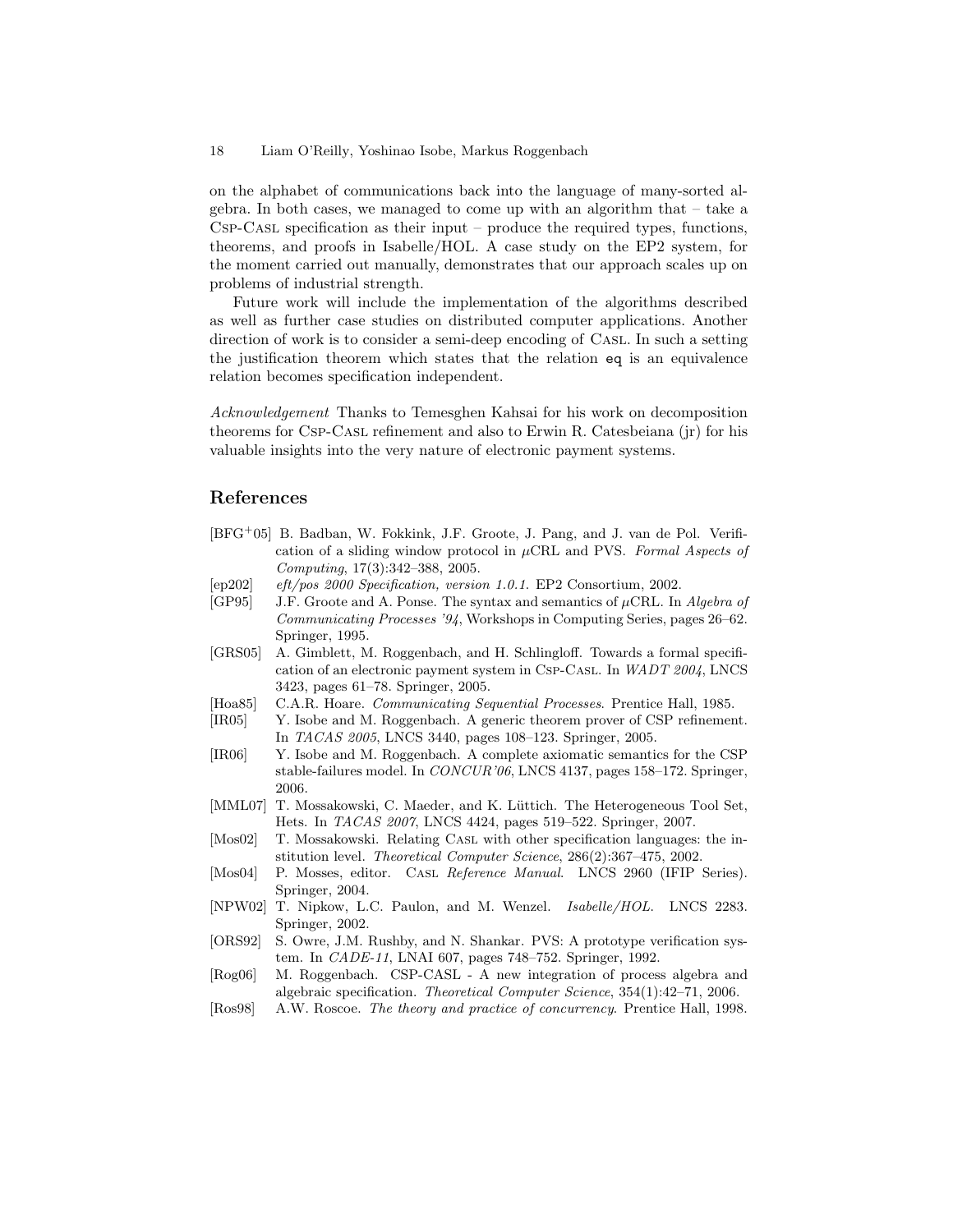on the alphabet of communications back into the language of many-sorted algebra. In both cases, we managed to come up with an algorithm that – take a Csp-Casl specification as their input – produce the required types, functions, theorems, and proofs in Isabelle/HOL. A case study on the EP2 system, for the moment carried out manually, demonstrates that our approach scales up on problems of industrial strength.

Future work will include the implementation of the algorithms described as well as further case studies on distributed computer applications. Another direction of work is to consider a semi-deep encoding of Casl. In such a setting the justification theorem which states that the relation `eq` is an equivalence relation becomes specification independent.

*Acknowledgement* Thanks to Temesghen Kahsai for his work on decomposition theorems for Csp-Casl refinement and also to Erwin R. Catesbeiana (jr) for his valuable insights into the very nature of electronic payment systems.

## References

[BFG+05] B. Badban, W. Fokkink, J.F. Groote, J. Pang, and J. van de Pol. Verification of a sliding window protocol in μCRL and PVS. *Formal Aspects of Computing*, 17(3):342–388, 2005.

[ep202] *eft/pos 2000 Specification, version 1.0.1.* EP2 Consortium, 2002.

[GP95] J.F. Groote and A. Ponse. The syntax and semantics of μCRL. In *Algebra of Communicating Processes '94*, Workshops in Computing Series, pages 26–62. Springer, 1995.

[GRS05] A. Gimblett, M. Roggenbach, and H. Schlingloff. Towards a formal specification of an electronic payment system in Csp-Casl. In *WADT 2004*, LNCS 3423, pages 61–78. Springer, 2005.

[Hoa85] C.A.R. Hoare. *Communicating Sequential Processes*. Prentice Hall, 1985.

[IR05] Y. Isobe and M. Roggenbach. A generic theorem prover of CSP refinement. In *TACAS 2005*, LNCS 3440, pages 108–123. Springer, 2005.

[IR06] Y. Isobe and M. Roggenbach. A complete axiomatic semantics for the CSP stable-failures model. In *CONCUR'06*, LNCS 4137, pages 158–172. Springer, 2006.

[MML07] T. Mossakowski, C. Maeder, and K. Lüttich. The Heterogeneous Tool Set, Hets. In *TACAS 2007*, LNCS 4424, pages 519–522. Springer, 2007.

[Mos02] T. Mossakowski. Relating Casl with other specification languages: the institution level. *Theoretical Computer Science*, 286(2):367–475, 2002.

[Mos04] P. Mosses, editor. *Casl Reference Manual*. LNCS 2960 (IFIP Series). Springer, 2004.

[NPW02] T. Nipkow, L.C. Paulon, and M. Wenzel. *Isabelle/HOL*. LNCS 2283. Springer, 2002.

[ORS92] S. Owre, J.M. Rushby, and N. Shankar. PVS: A prototype verification system. In *CADE-11*, LNAI 607, pages 748–752. Springer, 1992.

[Rog06] M. Roggenbach. CSP-CASL - A new integration of process algebra and algebraic specification. *Theoretical Computer Science*, 354(1):42–71, 2006.

[Ros98] A.W. Roscoe. *The theory and practice of concurrency*. Prentice Hall, 1998.